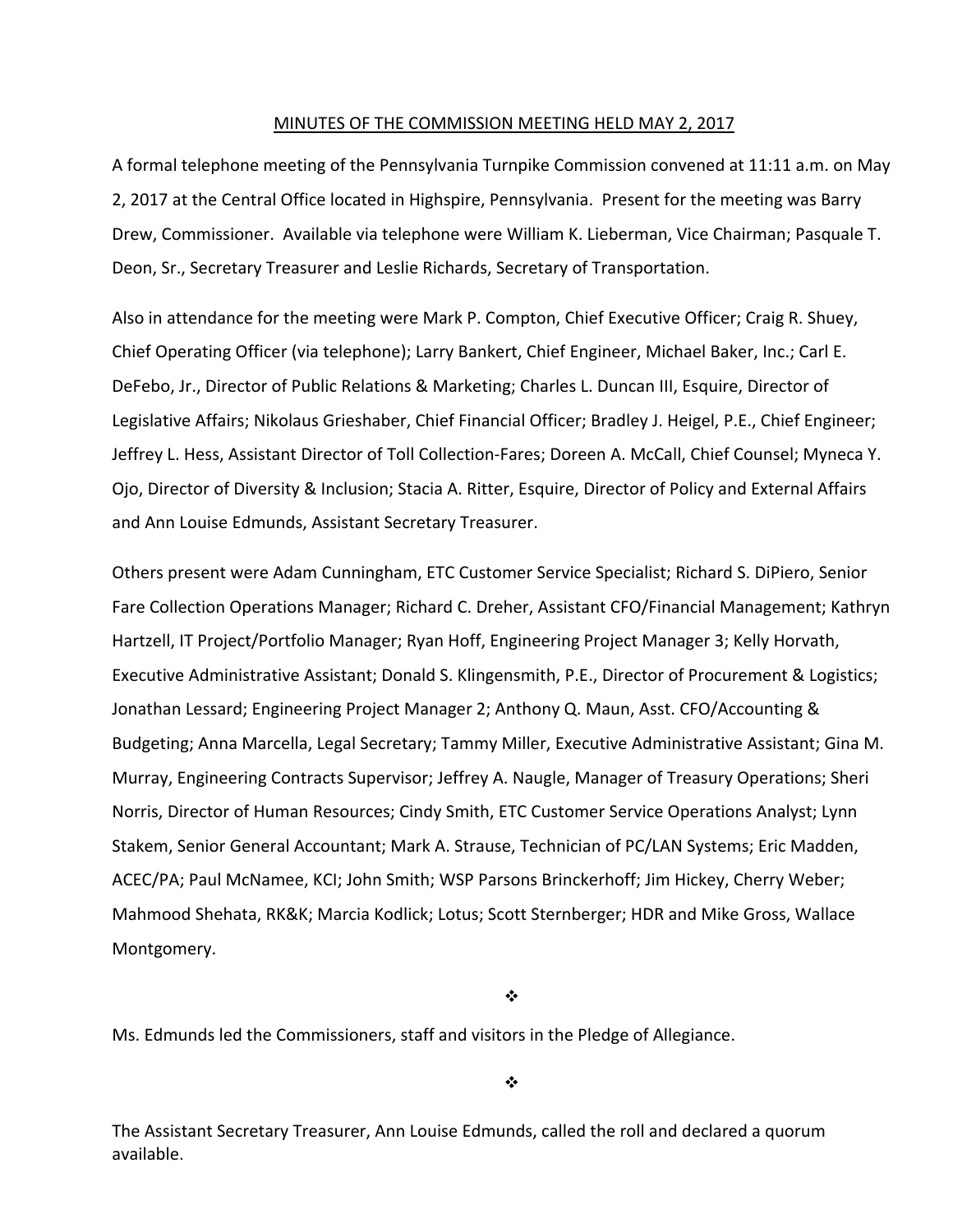# MINUTES OF THE COMMISSION MEETING HELD MAY 2, 2017

A formal telephone meeting of the Pennsylvania Turnpike Commission convened at 11:11 a.m. on May 2, 2017 at the Central Office located in Highspire, Pennsylvania. Present for the meeting was Barry Drew, Commissioner. Available via telephone were William K. Lieberman, Vice Chairman; Pasquale T. Deon, Sr., Secretary Treasurer and Leslie Richards, Secretary of Transportation.

Also in attendance for the meeting were Mark P. Compton, Chief Executive Officer; Craig R. Shuey, Chief Operating Officer (via telephone); Larry Bankert, Chief Engineer, Michael Baker, Inc.; Carl E. DeFebo, Jr., Director of Public Relations & Marketing; Charles L. Duncan III, Esquire, Director of Legislative Affairs; Nikolaus Grieshaber, Chief Financial Officer; Bradley J. Heigel, P.E., Chief Engineer; Jeffrey L. Hess, Assistant Director of Toll Collection-Fares; Doreen A. McCall, Chief Counsel; Myneca Y. Ojo, Director of Diversity & Inclusion; Stacia A. Ritter, Esquire, Director of Policy and External Affairs and Ann Louise Edmunds, Assistant Secretary Treasurer.

Others present were Adam Cunningham, ETC Customer Service Specialist; Richard S. DiPiero, Senior Fare Collection Operations Manager; Richard C. Dreher, Assistant CFO/Financial Management; Kathryn Hartzell, IT Project/Portfolio Manager; Ryan Hoff, Engineering Project Manager 3; Kelly Horvath, Executive Administrative Assistant; Donald S. Klingensmith, P.E., Director of Procurement & Logistics; Jonathan Lessard; Engineering Project Manager 2; Anthony Q. Maun, Asst. CFO/Accounting & Budgeting; Anna Marcella, Legal Secretary; Tammy Miller, Executive Administrative Assistant; Gina M. Murray, Engineering Contracts Supervisor; Jeffrey A. Naugle, Manager of Treasury Operations; Sheri Norris, Director of Human Resources; Cindy Smith, ETC Customer Service Operations Analyst; Lynn Stakem, Senior General Accountant; Mark A. Strause, Technician of PC/LAN Systems; Eric Madden, ACEC/PA; Paul McNamee, KCI; John Smith; WSP Parsons Brinckerhoff; Jim Hickey, Cherry Weber; Mahmood Shehata, RK&K; Marcia Kodlick; Lotus; Scott Sternberger; HDR and Mike Gross, Wallace Montgomery.

❖

Ms. Edmunds led the Commissioners, staff and visitors in the Pledge of Allegiance.

❖

The Assistant Secretary Treasurer, Ann Louise Edmunds, called the roll and declared a quorum available.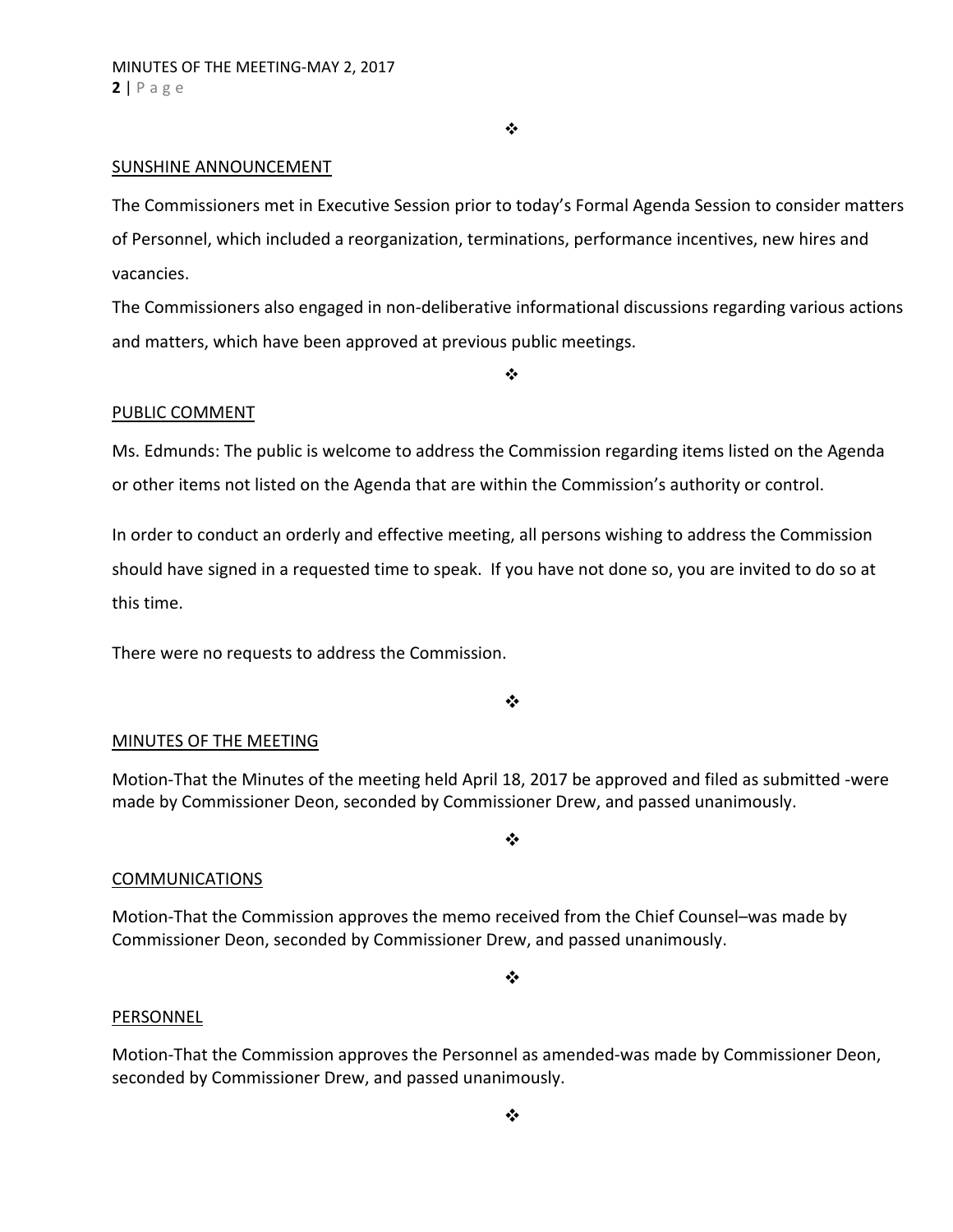❖

## SUNSHINE ANNOUNCEMENT

The Commissioners met in Executive Session prior to today's Formal Agenda Session to consider matters of Personnel, which included a reorganization, terminations, performance incentives, new hires and vacancies.

The Commissioners also engaged in non-deliberative informational discussions regarding various actions and matters, which have been approved at previous public meetings.

❖

## PUBLIC COMMENT

Ms. Edmunds: The public is welcome to address the Commission regarding items listed on the Agenda or other items not listed on the Agenda that are within the Commission's authority or control.

In order to conduct an orderly and effective meeting, all persons wishing to address the Commission should have signed in a requested time to speak. If you have not done so, you are invited to do so at this time.

There were no requests to address the Commission.

❖

## MINUTES OF THE MEETING

Motion-That the Minutes of the meeting held April 18, 2017 be approved and filed as submitted -were made by Commissioner Deon, seconded by Commissioner Drew, and passed unanimously.

❖

## COMMUNICATIONS

Motion-That the Commission approves the memo received from the Chief Counsel–was made by Commissioner Deon, seconded by Commissioner Drew, and passed unanimously.

❖

## PERSONNEL

Motion-That the Commission approves the Personnel as amended-was made by Commissioner Deon, seconded by Commissioner Drew, and passed unanimously.

❖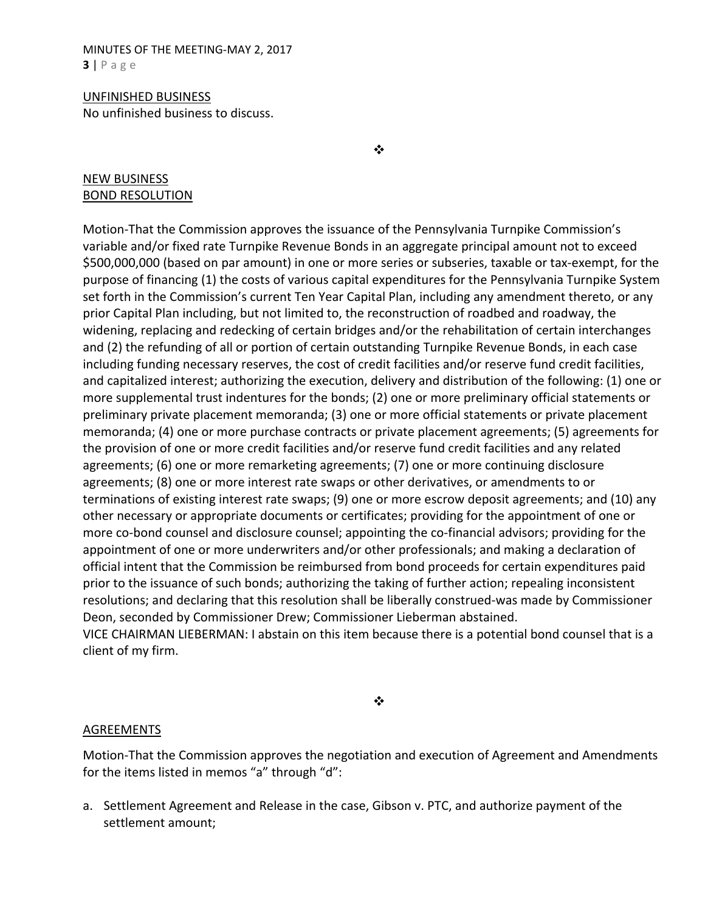UNFINISHED BUSINESS

No unfinished business to discuss.

❖

NEW BUSINESS

BOND RESOLUTION

Motion-That the Commission approves the issuance of the Pennsylvania Turnpike Commission's variable and/or fixed rate Turnpike Revenue Bonds in an aggregate principal amount not to exceed $500,000,000 (based on par amount) in one or more series or subseries, taxable or tax-exempt, for the purpose of financing (1) the costs of various capital expenditures for the Pennsylvania Turnpike System set forth in the Commission's current Ten Year Capital Plan, including any amendment thereto, or any prior Capital Plan including, but not limited to, the reconstruction of roadbed and roadway, the widening, replacing and redecking of certain bridges and/or the rehabilitation of certain interchanges and (2) the refunding of all or portion of certain outstanding Turnpike Revenue Bonds, in each case including funding necessary reserves, the cost of credit facilities and/or reserve fund credit facilities, and capitalized interest; authorizing the execution, delivery and distribution of the following: (1) one or more supplemental trust indentures for the bonds; (2) one or more preliminary official statements or preliminary private placement memoranda; (3) one or more official statements or private placement memoranda; (4) one or more purchase contracts or private placement agreements; (5) agreements for the provision of one or more credit facilities and/or reserve fund credit facilities and any related agreements; (6) one or more remarketing agreements; (7) one or more continuing disclosure agreements; (8) one or more interest rate swaps or other derivatives, or amendments to or terminations of existing interest rate swaps; (9) one or more escrow deposit agreements; and (10) any other necessary or appropriate documents or certificates; providing for the appointment of one or more co-bond counsel and disclosure counsel; appointing the co-financial advisors; providing for the appointment of one or more underwriters and/or other professionals; and making a declaration of official intent that the Commission be reimbursed from bond proceeds for certain expenditures paid prior to the issuance of such bonds; authorizing the taking of further action; repealing inconsistent resolutions; and declaring that this resolution shall be liberally construed-was made by Commissioner Deon, seconded by Commissioner Drew; Commissioner Lieberman abstained.

VICE CHAIRMAN LIEBERMAN: I abstain on this item because there is a potential bond counsel that is a client of my firm.

❖

AGREEMENTS

Motion-That the Commission approves the negotiation and execution of Agreement and Amendments for the items listed in memos "a" through "d":

a. Settlement Agreement and Release in the case, Gibson v. PTC, and authorize payment of the settlement amount;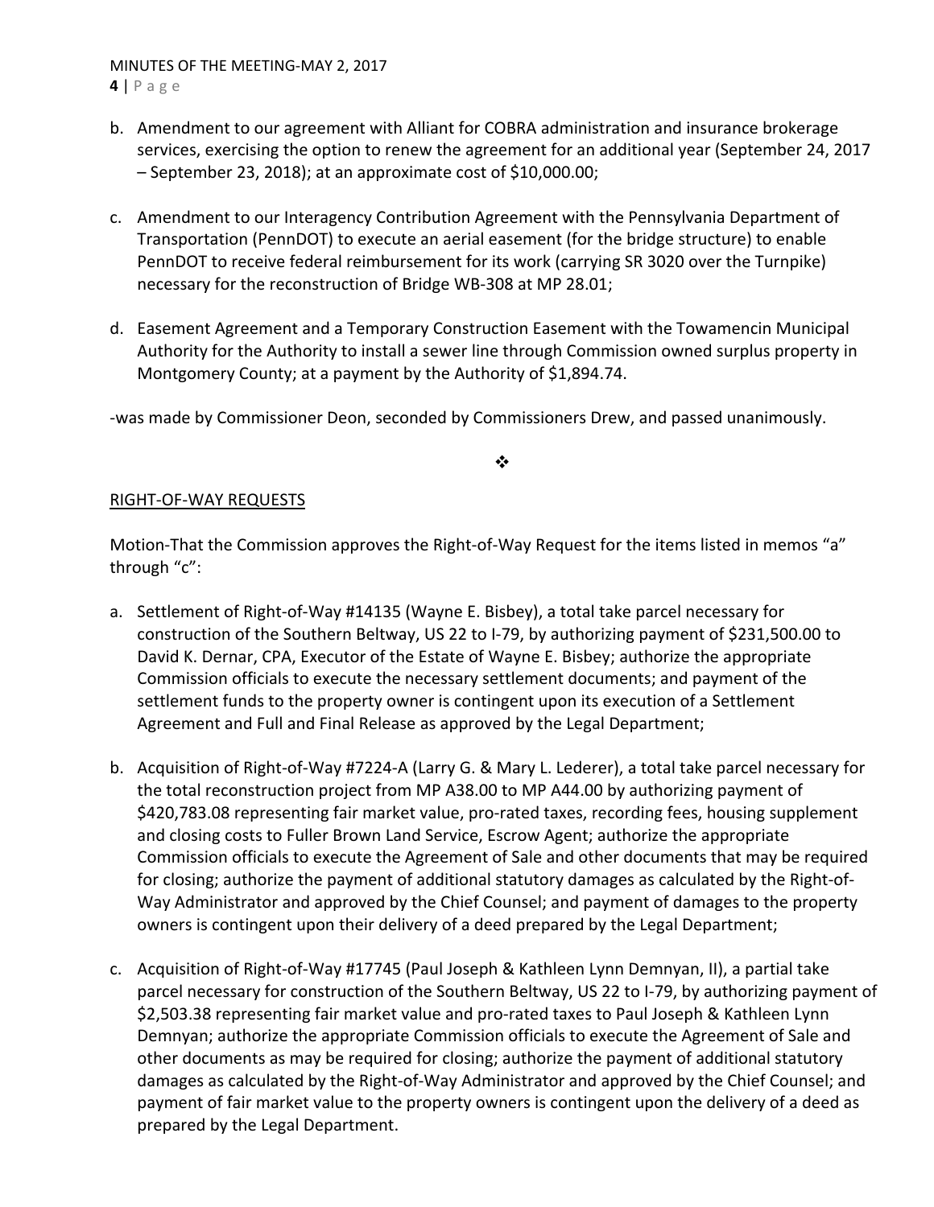b. Amendment to our agreement with Alliant for COBRA administration and insurance brokerage services, exercising the option to renew the agreement for an additional year (September 24, 2017 – September 23, 2018); at an approximate cost of $10,000.00;

c. Amendment to our Interagency Contribution Agreement with the Pennsylvania Department of Transportation (PennDOT) to execute an aerial easement (for the bridge structure) to enable PennDOT to receive federal reimbursement for its work (carrying SR 3020 over the Turnpike) necessary for the reconstruction of Bridge WB-308 at MP 28.01;

d. Easement Agreement and a Temporary Construction Easement with the Towamencin Municipal Authority for the Authority to install a sewer line through Commission owned surplus property in Montgomery County; at a payment by the Authority of $1,894.74.

-was made by Commissioner Deon, seconded by Commissioners Drew, and passed unanimously.

❖

RIGHT-OF-WAY REQUESTS

Motion-That the Commission approves the Right-of-Way Request for the items listed in memos "a" through "c":

a. Settlement of Right-of-Way #14135 (Wayne E. Bisbey), a total take parcel necessary for construction of the Southern Beltway, US 22 to I-79, by authorizing payment of $231,500.00 to David K. Dernar, CPA, Executor of the Estate of Wayne E. Bisbey; authorize the appropriate Commission officials to execute the necessary settlement documents; and payment of the settlement funds to the property owner is contingent upon its execution of a Settlement Agreement and Full and Final Release as approved by the Legal Department;

b. Acquisition of Right-of-Way #7224-A (Larry G. & Mary L. Lederer), a total take parcel necessary for the total reconstruction project from MP A38.00 to MP A44.00 by authorizing payment of $420,783.08 representing fair market value, pro-rated taxes, recording fees, housing supplement and closing costs to Fuller Brown Land Service, Escrow Agent; authorize the appropriate Commission officials to execute the Agreement of Sale and other documents that may be required for closing; authorize the payment of additional statutory damages as calculated by the Right-of-Way Administrator and approved by the Chief Counsel; and payment of damages to the property owners is contingent upon their delivery of a deed prepared by the Legal Department;

c. Acquisition of Right-of-Way #17745 (Paul Joseph & Kathleen Lynn Demnyan, II), a partial take parcel necessary for construction of the Southern Beltway, US 22 to I-79, by authorizing payment of $2,503.38 representing fair market value and pro-rated taxes to Paul Joseph & Kathleen Lynn Demnyan; authorize the appropriate Commission officials to execute the Agreement of Sale and other documents as may be required for closing; authorize the payment of additional statutory damages as calculated by the Right-of-Way Administrator and approved by the Chief Counsel; and payment of fair market value to the property owners is contingent upon the delivery of a deed as prepared by the Legal Department.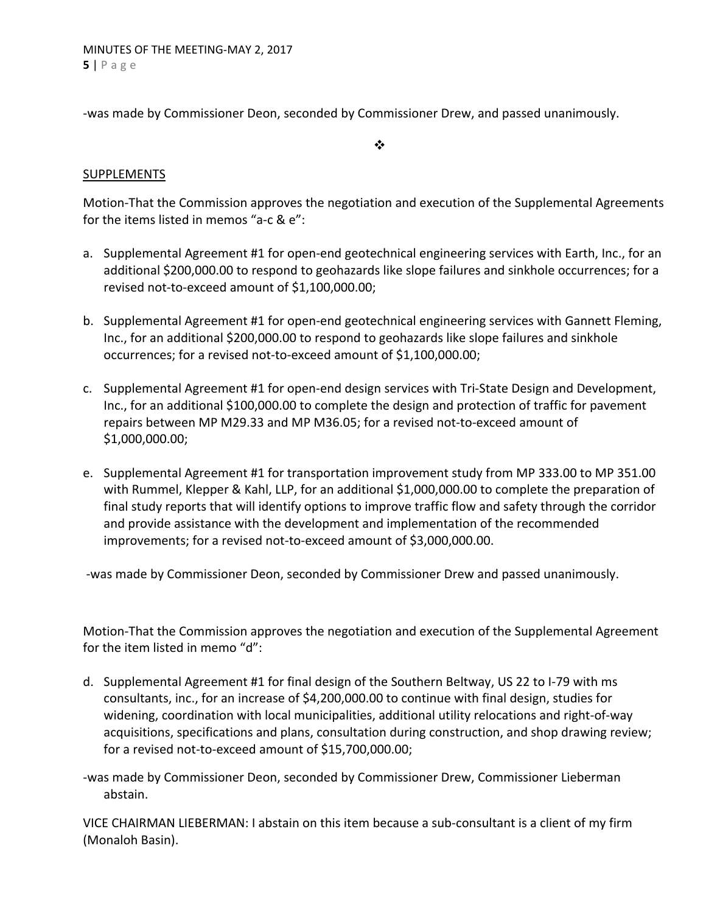-was made by Commissioner Deon, seconded by Commissioner Drew, and passed unanimously.

❖

SUPPLEMENTS

Motion-That the Commission approves the negotiation and execution of the Supplemental Agreements for the items listed in memos "a-c & e":

a. Supplemental Agreement #1 for open-end geotechnical engineering services with Earth, Inc., for an additional $200,000.00 to respond to geohazards like slope failures and sinkhole occurrences; for a revised not-to-exceed amount of $1,100,000.00;

b. Supplemental Agreement #1 for open-end geotechnical engineering services with Gannett Fleming, Inc., for an additional $200,000.00 to respond to geohazards like slope failures and sinkhole occurrences; for a revised not-to-exceed amount of $1,100,000.00;

c. Supplemental Agreement #1 for open-end design services with Tri-State Design and Development, Inc., for an additional $100,000.00 to complete the design and protection of traffic for pavement repairs between MP M29.33 and MP M36.05; for a revised not-to-exceed amount of $1,000,000.00;

e. Supplemental Agreement #1 for transportation improvement study from MP 333.00 to MP 351.00 with Rummel, Klepper & Kahl, LLP, for an additional $1,000,000.00 to complete the preparation of final study reports that will identify options to improve traffic flow and safety through the corridor and provide assistance with the development and implementation of the recommended improvements; for a revised not-to-exceed amount of $3,000,000.00.

-was made by Commissioner Deon, seconded by Commissioner Drew and passed unanimously.

Motion-That the Commission approves the negotiation and execution of the Supplemental Agreement for the item listed in memo "d":

d. Supplemental Agreement #1 for final design of the Southern Beltway, US 22 to I-79 with ms consultants, inc., for an increase of $4,200,000.00 to continue with final design, studies for widening, coordination with local municipalities, additional utility relocations and right-of-way acquisitions, specifications and plans, consultation during construction, and shop drawing review; for a revised not-to-exceed amount of $15,700,000.00;

-was made by Commissioner Deon, seconded by Commissioner Drew, Commissioner Lieberman abstain.

VICE CHAIRMAN LIEBERMAN: I abstain on this item because a sub-consultant is a client of my firm (Monaloh Basin).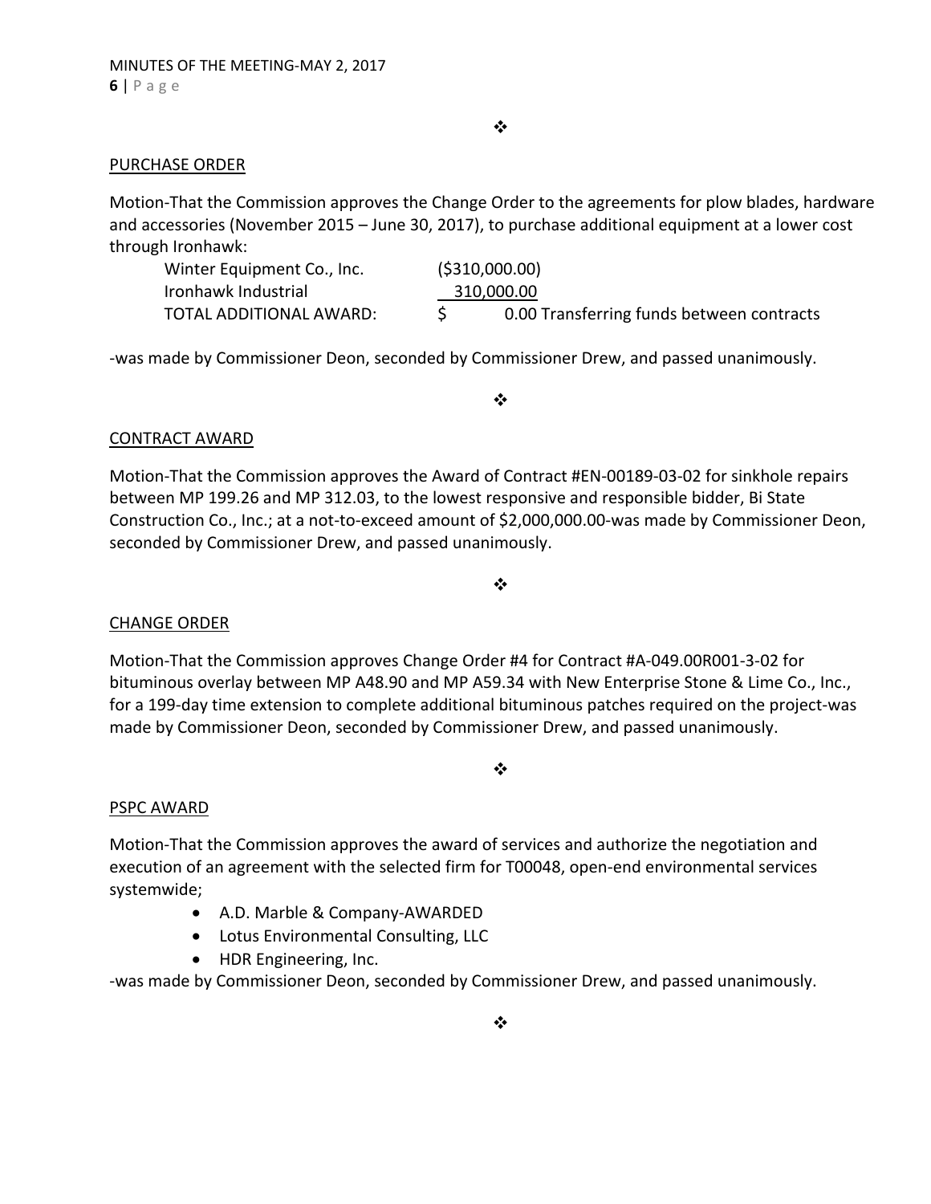❖

PURCHASE ORDER

Motion-That the Commission approves the Change Order to the agreements for plow blades, hardware and accessories (November 2015 – June 30, 2017), to purchase additional equipment at a lower cost through Ironhawk:

| | | |
|---|---|---|
| Winter Equipment Co., Inc. | ($310,000.00) | |
| Ironhawk Industrial | 310,000.00 | |
| TOTAL ADDITIONAL AWARD: | $ 0.00 | Transferring funds between contracts |

-was made by Commissioner Deon, seconded by Commissioner Drew, and passed unanimously.

❖

CONTRACT AWARD

Motion-That the Commission approves the Award of Contract #EN-00189-03-02 for sinkhole repairs between MP 199.26 and MP 312.03, to the lowest responsive and responsible bidder, Bi State Construction Co., Inc.; at a not-to-exceed amount of $2,000,000.00-was made by Commissioner Deon, seconded by Commissioner Drew, and passed unanimously.

❖

CHANGE ORDER

Motion-That the Commission approves Change Order #4 for Contract #A-049.00R001-3-02 for bituminous overlay between MP A48.90 and MP A59.34 with New Enterprise Stone & Lime Co., Inc., for a 199-day time extension to complete additional bituminous patches required on the project-was made by Commissioner Deon, seconded by Commissioner Drew, and passed unanimously.

❖

PSPC AWARD

Motion-That the Commission approves the award of services and authorize the negotiation and execution of an agreement with the selected firm for T00048, open-end environmental services systemwide;

- A.D. Marble & Company-AWARDED
- Lotus Environmental Consulting, LLC
- HDR Engineering, Inc.

-was made by Commissioner Deon, seconded by Commissioner Drew, and passed unanimously.

❖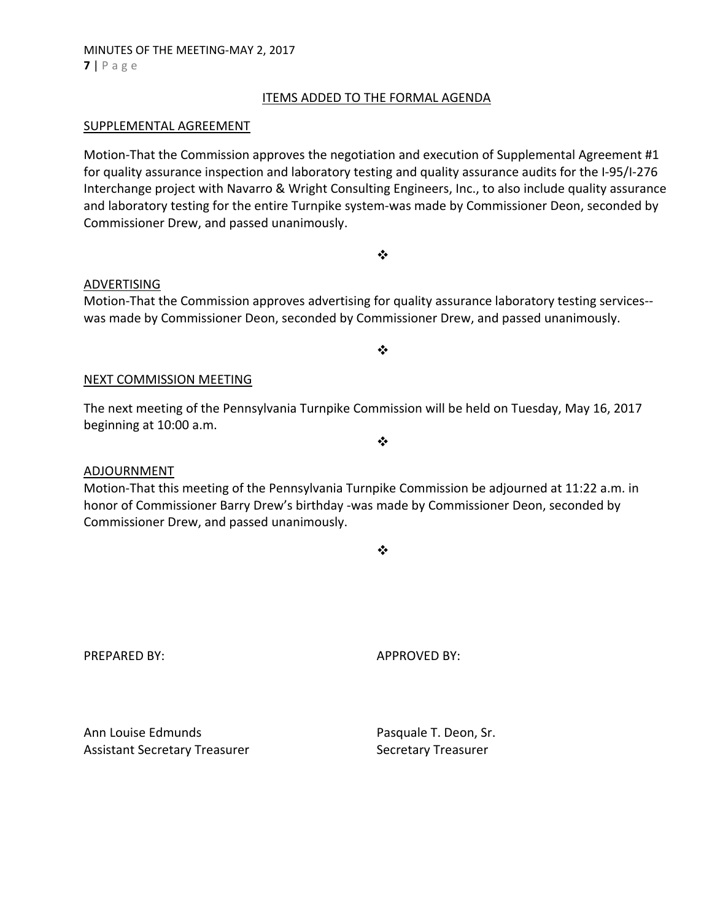## ITEMS ADDED TO THE FORMAL AGENDA

### SUPPLEMENTAL AGREEMENT

Motion-That the Commission approves the negotiation and execution of Supplemental Agreement #1 for quality assurance inspection and laboratory testing and quality assurance audits for the I-95/I-276 Interchange project with Navarro & Wright Consulting Engineers, Inc., to also include quality assurance and laboratory testing for the entire Turnpike system-was made by Commissioner Deon, seconded by Commissioner Drew, and passed unanimously.

❖

### ADVERTISING

Motion-That the Commission approves advertising for quality assurance laboratory testing services--was made by Commissioner Deon, seconded by Commissioner Drew, and passed unanimously.

❖

### NEXT COMMISSION MEETING

The next meeting of the Pennsylvania Turnpike Commission will be held on Tuesday, May 16, 2017 beginning at 10:00 a.m.

❖

### ADJOURNMENT

Motion-That this meeting of the Pennsylvania Turnpike Commission be adjourned at 11:22 a.m. in honor of Commissioner Barry Drew's birthday -was made by Commissioner Deon, seconded by Commissioner Drew, and passed unanimously.

❖

| | |
|---|---|
| PREPARED BY: | APPROVED BY: |
| Ann Louise Edmunds<br>Assistant Secretary Treasurer | Pasquale T. Deon, Sr.<br>Secretary Treasurer |